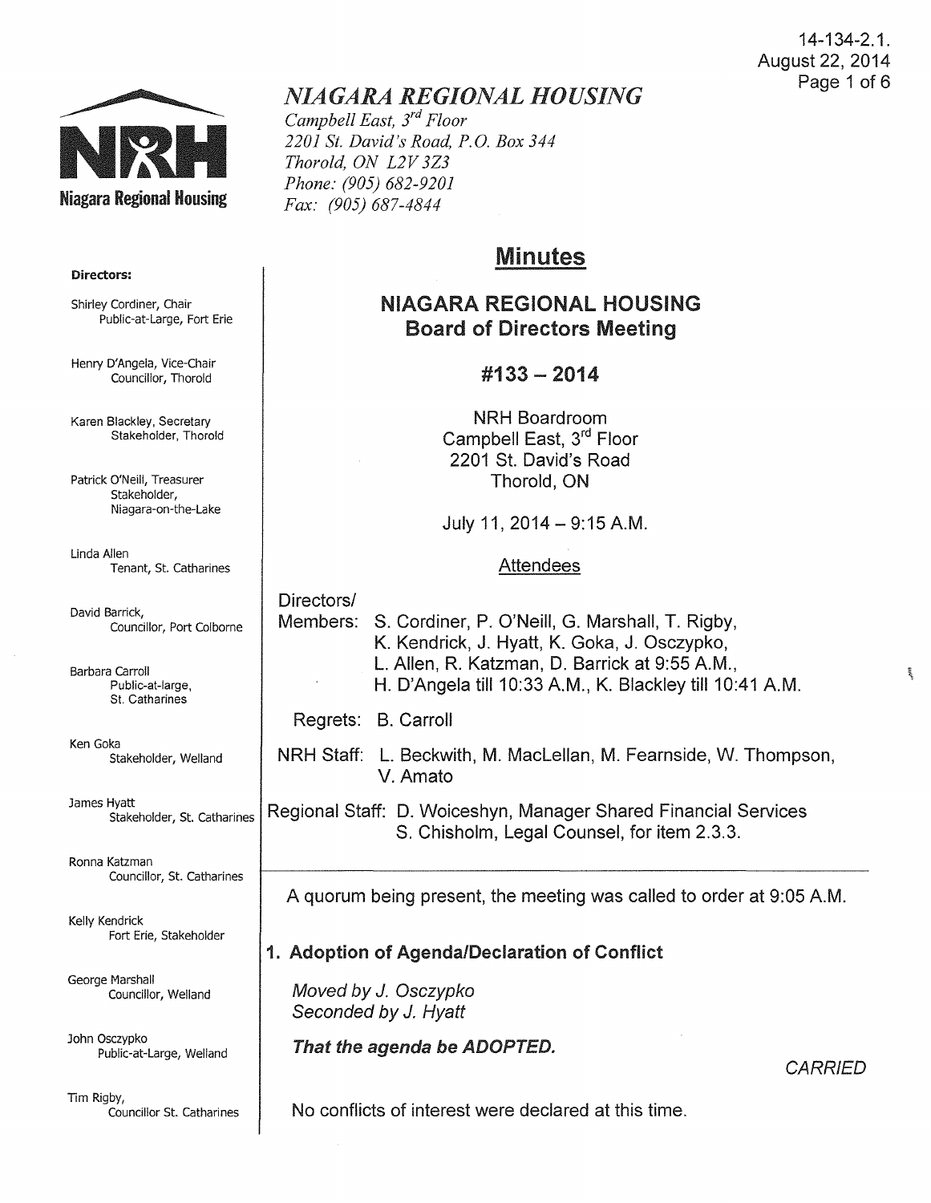14-134-2.1.
August 22, 2014

# NIAGARA REGIONAL HOUSING

Niagara Regional Housing

*Campbell East, 3rd Floor*
*2201 St. David's Road, P.O. Box 344*
*Thorold, ON L2V 3Z3*
*Phone: (905) 682-9201*
*Fax: (905) 687-4844*

**Directors:**

Shirley Cordiner, Chair
Public-at-Large, Fort Erie

Henry D'Angela, Vice-Chair
Councillor, Thorold

Karen Blackley, Secretary
Stakeholder, Thorold

Patrick O'Neill, Treasurer
Stakeholder, Niagara-on-the-Lake

Linda Allen
Tenant, St. Catharines

David Barrick,
Councillor, Port Colborne

Barbara Carroll
Public-at-large, St. Catharines

Ken Goka
Stakeholder, Welland

James Hyatt
Stakeholder, St. Catharines

Ronna Katzman
Councillor, St. Catharines

Kelly Kendrick
Fort Erie, Stakeholder

George Marshall
Councillor, Welland

John Osczypko
Public-at-Large, Welland

Tim Rigby,
Councillor St. Catharines

## Minutes

### NIAGARA REGIONAL HOUSING
### Board of Directors Meeting

### #133 – 2014

NRH Boardroom
Campbell East, 3rd Floor
2201 St. David's Road
Thorold, ON

July 11, 2014 – 9:15 A.M.

Attendees

Directors/
Members: S. Cordiner, P. O'Neill, G. Marshall, T. Rigby, K. Kendrick, J. Hyatt, K. Goka, J. Osczypko, L. Allen, R. Katzman, D. Barrick at 9:55 A.M., H. D'Angela till 10:33 A.M., K. Blackley till 10:41 A.M.

Regrets: B. Carroll

NRH Staff: L. Beckwith, M. MacLellan, M. Fearnside, W. Thompson, V. Amato

Regional Staff: D. Woiceshyn, Manager Shared Financial Services
S. Chisholm, Legal Counsel, for item 2.3.3.

A quorum being present, the meeting was called to order at 9:05 A.M.

### 1. Adoption of Agenda/Declaration of Conflict

*Moved by J. Osczypko*
*Seconded by J. Hyatt*

***That the agenda be ADOPTED.***

*CARRIED*

No conflicts of interest were declared at this time.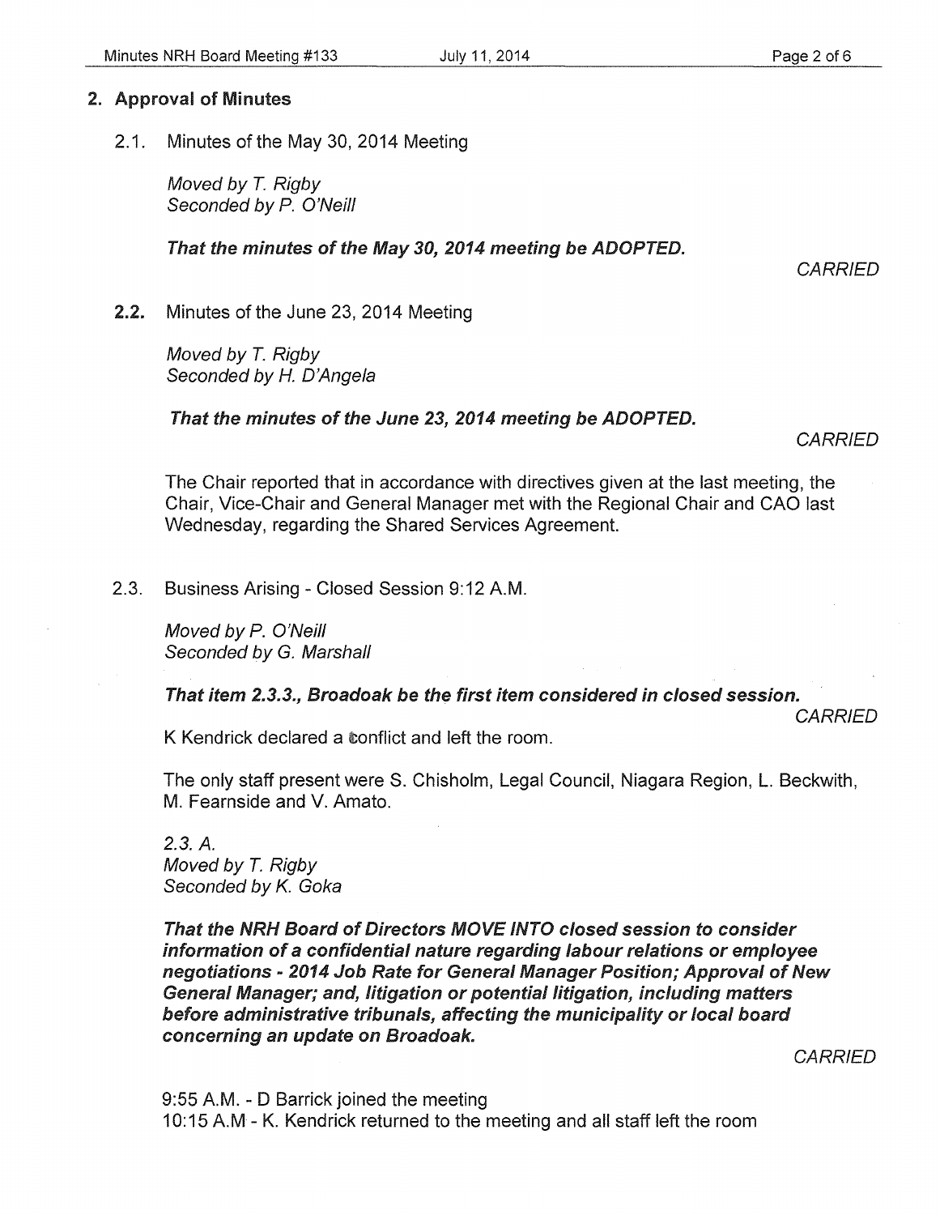## 2. Approval of Minutes

2.1. Minutes of the May 30, 2014 Meeting

*Moved by T. Rigby*
*Seconded by P. O'Neill*

***That the minutes of the May 30, 2014 meeting be ADOPTED.***

*CARRIED*

**2.2.** Minutes of the June 23, 2014 Meeting

*Moved by T. Rigby*
*Seconded by H. D'Angela*

***That the minutes of the June 23, 2014 meeting be ADOPTED.***

*CARRIED*

The Chair reported that in accordance with directives given at the last meeting, the Chair, Vice-Chair and General Manager met with the Regional Chair and CAO last Wednesday, regarding the Shared Services Agreement.

2.3. Business Arising - Closed Session 9:12 A.M.

*Moved by P. O'Neill*
*Seconded by G. Marshall*

***That item 2.3.3., Broadoak be the first item considered in closed session.***

*CARRIED*

K Kendrick declared a conflict and left the room.

The only staff present were S. Chisholm, Legal Council, Niagara Region, L. Beckwith, M. Fearnside and V. Amato.

*2.3. A.*
*Moved by T. Rigby*
*Seconded by K. Goka*

***That the NRH Board of Directors MOVE INTO closed session to consider information of a confidential nature regarding labour relations or employee negotiations - 2014 Job Rate for General Manager Position; Approval of New General Manager; and, litigation or potential litigation, including matters before administrative tribunals, affecting the municipality or local board concerning an update on Broadoak.***

*CARRIED*

9:55 A.M. - D Barrick joined the meeting
10:15 A.M - K. Kendrick returned to the meeting and all staff left the room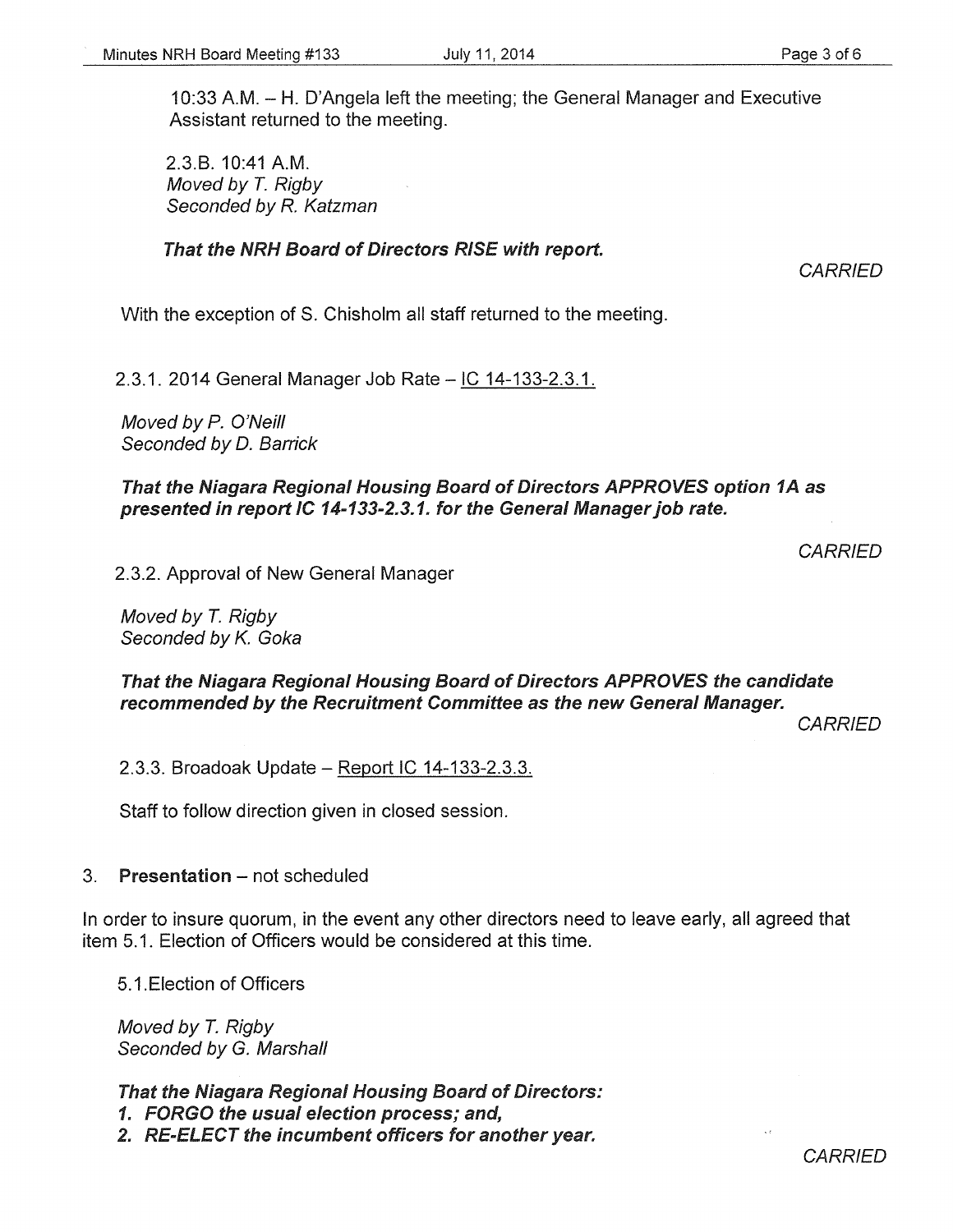10:33 A.M. – H. D'Angela left the meeting; the General Manager and Executive Assistant returned to the meeting.

2.3.B. 10:41 A.M.
*Moved by T. Rigby*
*Seconded by R. Katzman*

***That the NRH Board of Directors RISE with report.***

*CARRIED*

With the exception of S. Chisholm all staff returned to the meeting.

2.3.1. 2014 General Manager Job Rate – IC 14-133-2.3.1.

*Moved by P. O'Neill*
*Seconded by D. Barrick*

***That the Niagara Regional Housing Board of Directors APPROVES option 1A as presented in report IC 14-133-2.3.1. for the General Manager job rate.***

*CARRIED*

2.3.2. Approval of New General Manager

*Moved by T. Rigby*
*Seconded by K. Goka*

***That the Niagara Regional Housing Board of Directors APPROVES the candidate recommended by the Recruitment Committee as the new General Manager.***

*CARRIED*

2.3.3. Broadoak Update – Report IC 14-133-2.3.3.

Staff to follow direction given in closed session.

3. **Presentation** – not scheduled

In order to insure quorum, in the event any other directors need to leave early, all agreed that item 5.1. Election of Officers would be considered at this time.

5.1. Election of Officers

*Moved by T. Rigby*
*Seconded by G. Marshall*

***That the Niagara Regional Housing Board of Directors:***
1. ***FORGO the usual election process; and,***
2. ***RE-ELECT the incumbent officers for another year.***

*CARRIED*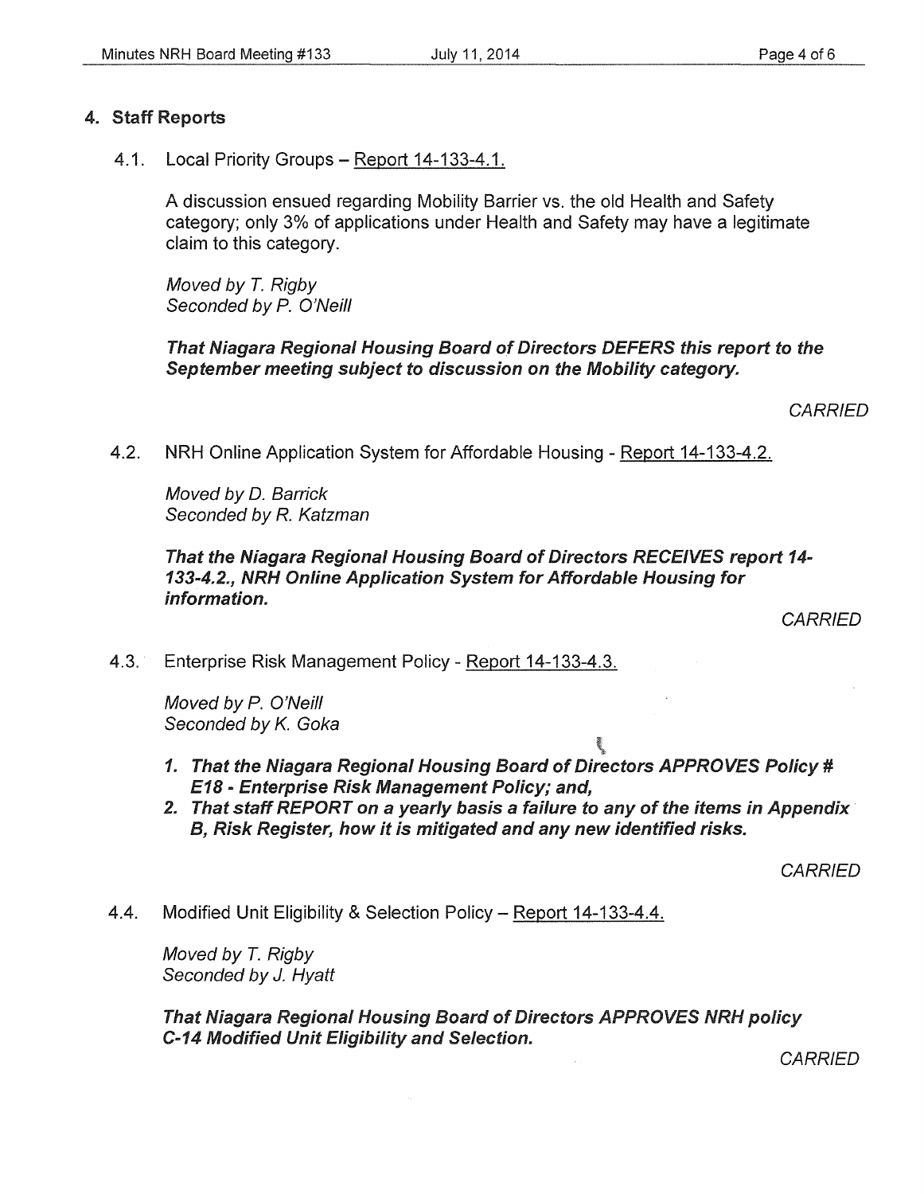## 4. Staff Reports

4.1. Local Priority Groups – Report 14-133-4.1.

A discussion ensued regarding Mobility Barrier vs. the old Health and Safety category; only 3% of applications under Health and Safety may have a legitimate claim to this category.

*Moved by T. Rigby*
*Seconded by P. O'Neill*

***That Niagara Regional Housing Board of Directors DEFERS this report to the September meeting subject to discussion on the Mobility category.***

*CARRIED*

4.2. NRH Online Application System for Affordable Housing - Report 14-133-4.2.

*Moved by D. Barrick*
*Seconded by R. Katzman*

***That the Niagara Regional Housing Board of Directors RECEIVES report 14-133-4.2., NRH Online Application System for Affordable Housing for information.***

*CARRIED*

4.3. Enterprise Risk Management Policy - Report 14-133-4.3.

*Moved by P. O'Neill*
*Seconded by K. Goka*

1. ***That the Niagara Regional Housing Board of Directors APPROVES Policy # E18 - Enterprise Risk Management Policy; and,***
2. ***That staff REPORT on a yearly basis a failure to any of the items in Appendix B, Risk Register, how it is mitigated and any new identified risks.***

*CARRIED*

4.4. Modified Unit Eligibility & Selection Policy – Report 14-133-4.4.

*Moved by T. Rigby*
*Seconded by J. Hyatt*

***That Niagara Regional Housing Board of Directors APPROVES NRH policy C-14 Modified Unit Eligibility and Selection.***

*CARRIED*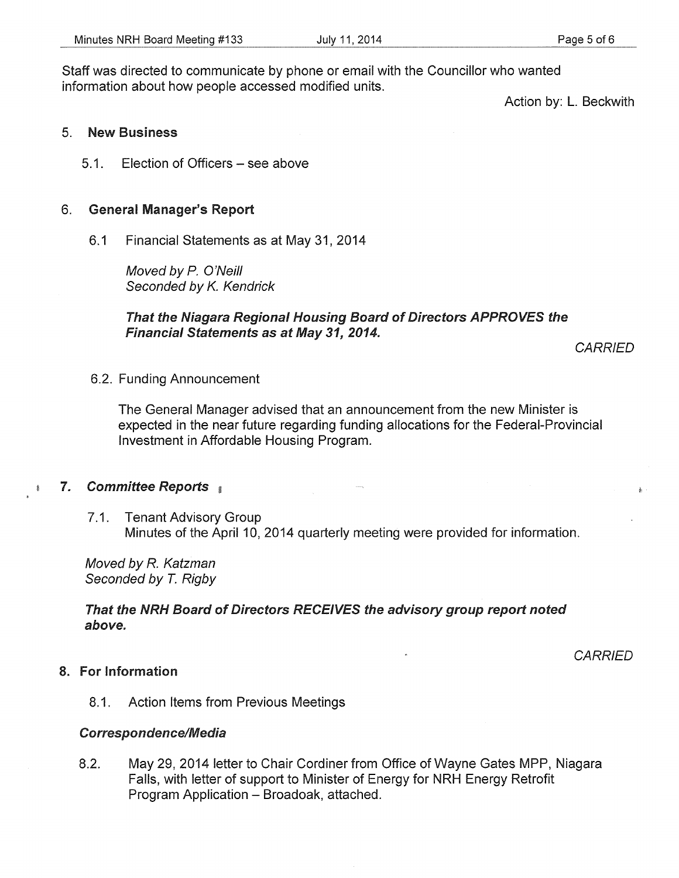Staff was directed to communicate by phone or email with the Councillor who wanted information about how people accessed modified units.

Action by: L. Beckwith

## 5. New Business

5.1. Election of Officers – see above

## 6. General Manager's Report

6.1 Financial Statements as at May 31, 2014

*Moved by P. O'Neill*
*Seconded by K. Kendrick*

***That the Niagara Regional Housing Board of Directors APPROVES the Financial Statements as at May 31, 2014.***

*CARRIED*

6.2. Funding Announcement

The General Manager advised that an announcement from the new Minister is expected in the near future regarding funding allocations for the Federal-Provincial Investment in Affordable Housing Program.

## 7. *Committee Reports*

7.1. Tenant Advisory Group
Minutes of the April 10, 2014 quarterly meeting were provided for information.

*Moved by R. Katzman*
*Seconded by T. Rigby*

***That the NRH Board of Directors RECEIVES the advisory group report noted above.***

*CARRIED*

## 8. For Information

8.1. Action Items from Previous Meetings

### *Correspondence/Media*

8.2. May 29, 2014 letter to Chair Cordiner from Office of Wayne Gates MPP, Niagara Falls, with letter of support to Minister of Energy for NRH Energy Retrofit Program Application – Broadoak, attached.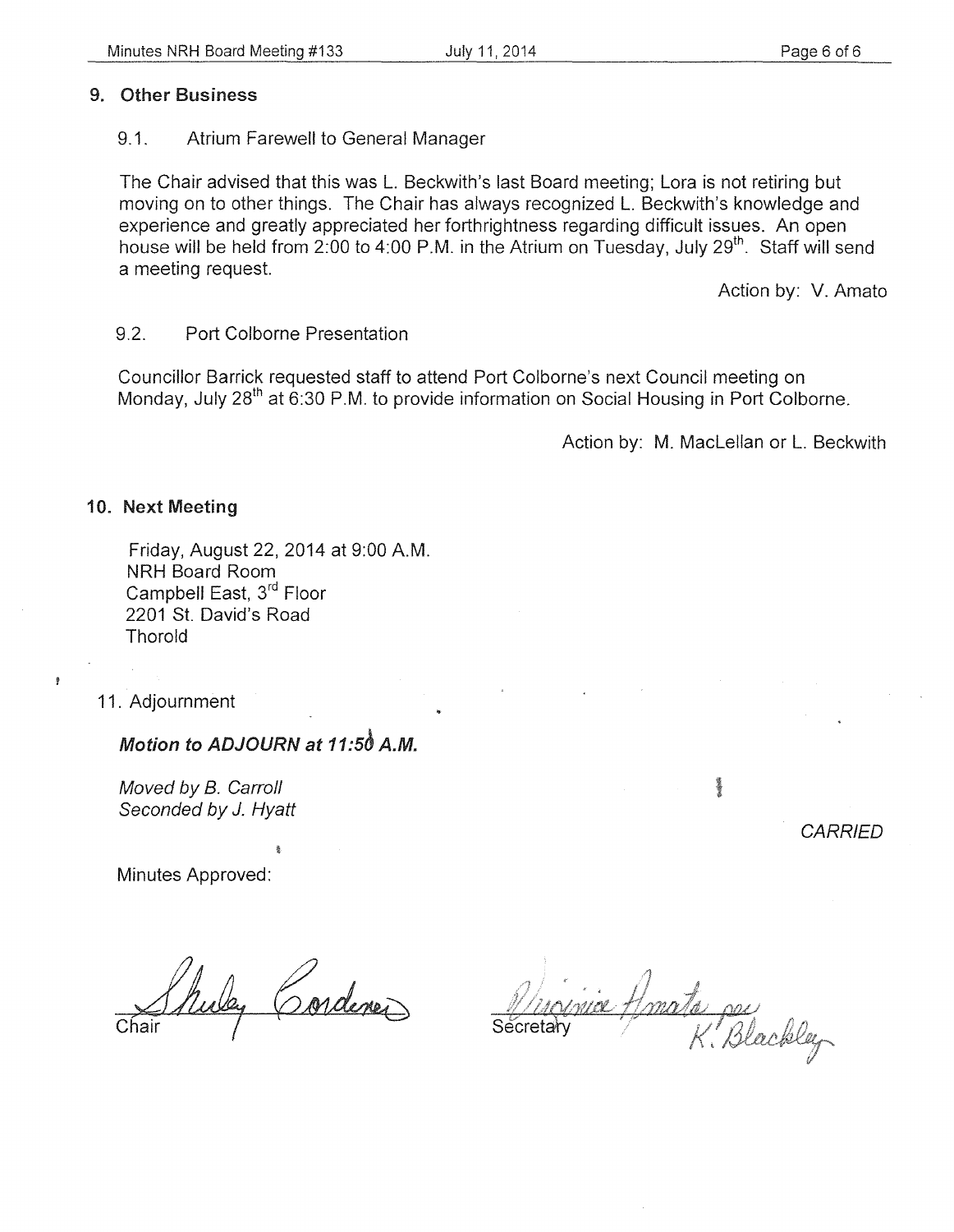## 9. Other Business

### 9.1. Atrium Farewell to General Manager

The Chair advised that this was L. Beckwith's last Board meeting; Lora is not retiring but moving on to other things. The Chair has always recognized L. Beckwith's knowledge and experience and greatly appreciated her forthrightness regarding difficult issues. An open house will be held from 2:00 to 4:00 P.M. in the Atrium on Tuesday, July 29th. Staff will send a meeting request.

Action by: V. Amato

### 9.2. Port Colborne Presentation

Councillor Barrick requested staff to attend Port Colborne's next Council meeting on Monday, July 28th at 6:30 P.M. to provide information on Social Housing in Port Colborne.

Action by: M. MacLellan or L. Beckwith

## 10. Next Meeting

Friday, August 22, 2014 at 9:00 A.M.
NRH Board Room
Campbell East, 3rd Floor
2201 St. David's Road
Thorold

## 11. Adjournment

***Motion to ADJOURN at 11:50 A.M.***

*Moved by B. Carroll*
*Seconded by J. Hyatt*

*CARRIED*

Minutes Approved:

Shirley Cordiner
Chair

Virginia Amato per K. Blackley
Secretary